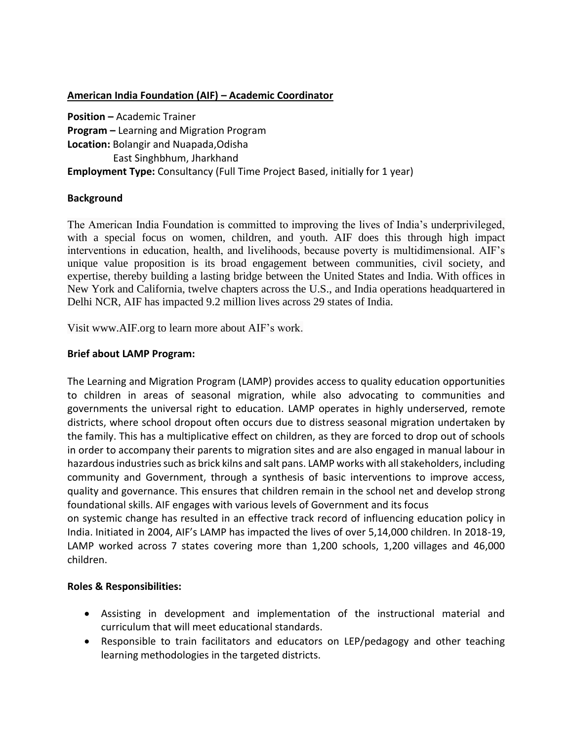**American India Foundation (AIF) – Academic Coordinator**

**Position –** Academic Trainer
**Program –** Learning and Migration Program
**Location:** Bolangir and Nuapada,Odisha
East Singhbhum, Jharkhand
**Employment Type:** Consultancy (Full Time Project Based, initially for 1 year)

**Background**

The American India Foundation is committed to improving the lives of India's underprivileged, with a special focus on women, children, and youth. AIF does this through high impact interventions in education, health, and livelihoods, because poverty is multidimensional. AIF's unique value proposition is its broad engagement between communities, civil society, and expertise, thereby building a lasting bridge between the United States and India. With offices in New York and California, twelve chapters across the U.S., and India operations headquartered in Delhi NCR, AIF has impacted 9.2 million lives across 29 states of India.

Visit www.AIF.org to learn more about AIF's work.

**Brief about LAMP Program:**

The Learning and Migration Program (LAMP) provides access to quality education opportunities to children in areas of seasonal migration, while also advocating to communities and governments the universal right to education. LAMP operates in highly underserved, remote districts, where school dropout often occurs due to distress seasonal migration undertaken by the family. This has a multiplicative effect on children, as they are forced to drop out of schools in order to accompany their parents to migration sites and are also engaged in manual labour in hazardous industries such as brick kilns and salt pans. LAMP works with all stakeholders, including community and Government, through a synthesis of basic interventions to improve access, quality and governance. This ensures that children remain in the school net and develop strong foundational skills. AIF engages with various levels of Government and its focus on systemic change has resulted in an effective track record of influencing education policy in India. Initiated in 2004, AIF's LAMP has impacted the lives of over 5,14,000 children. In 2018-19, LAMP worked across 7 states covering more than 1,200 schools, 1,200 villages and 46,000 children.

**Roles & Responsibilities:**

- Assisting in development and implementation of the instructional material and curriculum that will meet educational standards.
- Responsible to train facilitators and educators on LEP/pedagogy and other teaching learning methodologies in the targeted districts.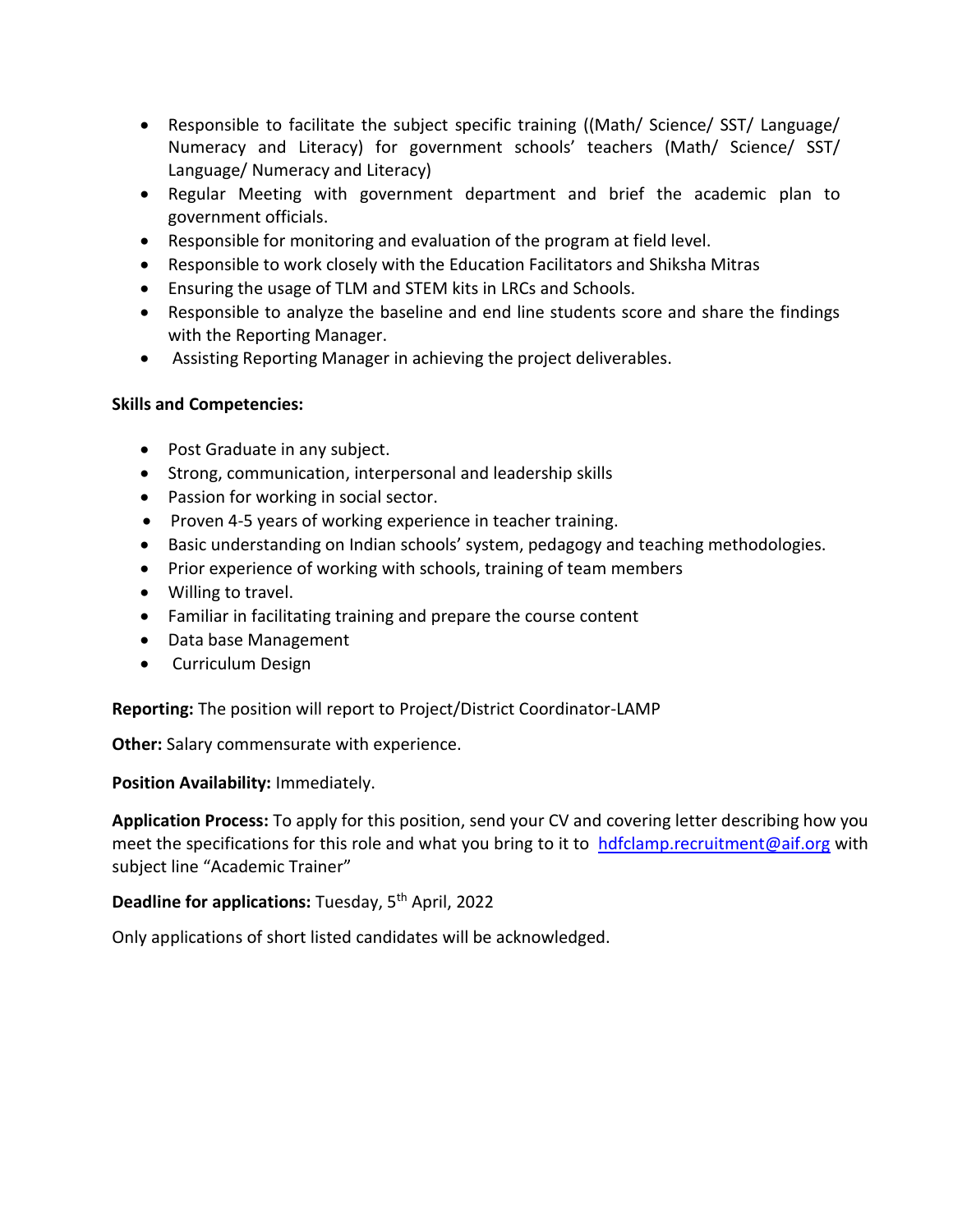- Responsible to facilitate the subject specific training ((Math/ Science/ SST/ Language/ Numeracy and Literacy) for government schools' teachers (Math/ Science/ SST/ Language/ Numeracy and Literacy)
- Regular Meeting with government department and brief the academic plan to government officials.
- Responsible for monitoring and evaluation of the program at field level.
- Responsible to work closely with the Education Facilitators and Shiksha Mitras
- Ensuring the usage of TLM and STEM kits in LRCs and Schools.
- Responsible to analyze the baseline and end line students score and share the findings with the Reporting Manager.
- Assisting Reporting Manager in achieving the project deliverables.

**Skills and Competencies:**

- Post Graduate in any subject.
- Strong, communication, interpersonal and leadership skills
- Passion for working in social sector.
- Proven 4-5 years of working experience in teacher training.
- Basic understanding on Indian schools' system, pedagogy and teaching methodologies.
- Prior experience of working with schools, training of team members
- Willing to travel.
- Familiar in facilitating training and prepare the course content
- Data base Management
- Curriculum Design

**Reporting:** The position will report to Project/District Coordinator-LAMP

**Other:** Salary commensurate with experience.

**Position Availability:** Immediately.

**Application Process:** To apply for this position, send your CV and covering letter describing how you meet the specifications for this role and what you bring to it to hdfclamp.recruitment@aif.org with subject line "Academic Trainer"

**Deadline for applications:** Tuesday, 5th April, 2022

Only applications of short listed candidates will be acknowledged.